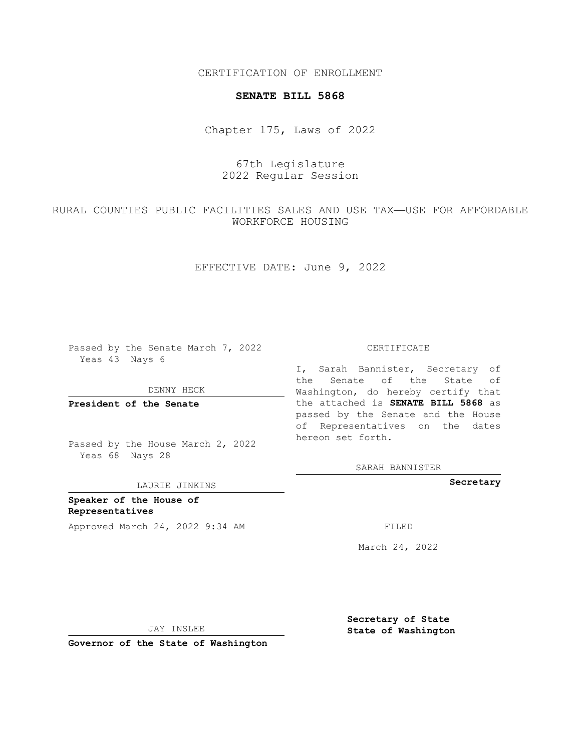CERTIFICATION OF ENROLLMENT

**SENATE BILL 5868**

Chapter 175, Laws of 2022

67th Legislature
2022 Regular Session

RURAL COUNTIES PUBLIC FACILITIES SALES AND USE TAX—USE FOR AFFORDABLE WORKFORCE HOUSING

EFFECTIVE DATE: June 9, 2022

Passed by the Senate March 7, 2022
Yeas 43 Nays 6

DENNY HECK

**President of the Senate**

Passed by the House March 2, 2022
Yeas 68 Nays 28

LAURIE JINKINS

**Speaker of the House of Representatives**

Approved March 24, 2022 9:34 AM

JAY INSLEE

**Governor of the State of Washington**

CERTIFICATE

I, Sarah Bannister, Secretary of the Senate of the State of Washington, do hereby certify that the attached is **SENATE BILL 5868** as passed by the Senate and the House of Representatives on the dates hereon set forth.

SARAH BANNISTER

**Secretary**

FILED

March 24, 2022

**Secretary of State**
**State of Washington**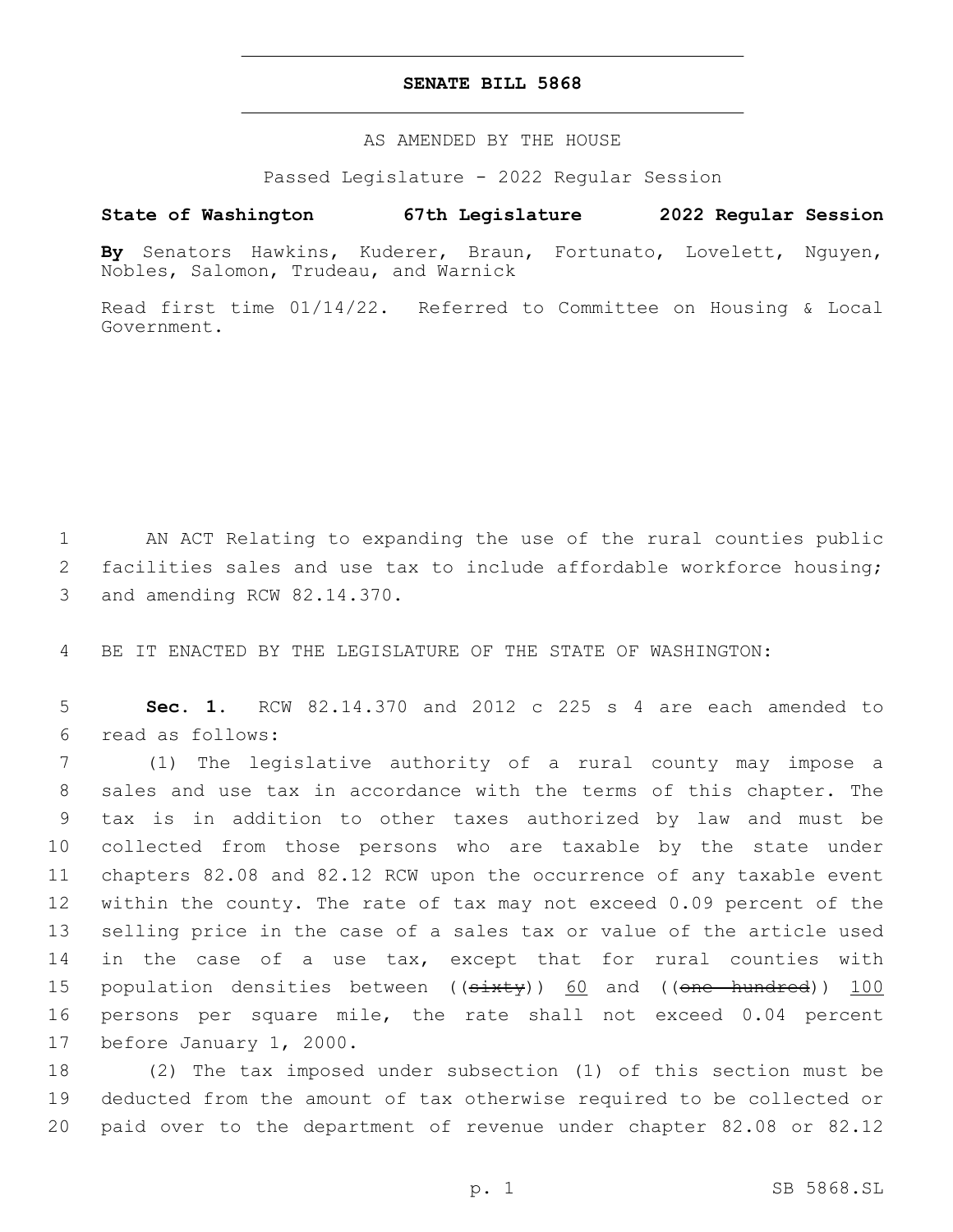# SENATE BILL 5868

AS AMENDED BY THE HOUSE

Passed Legislature - 2022 Regular Session

**State of Washington 67th Legislature 2022 Regular Session**

**By** Senators Hawkins, Kuderer, Braun, Fortunato, Lovelett, Nguyen, Nobles, Salomon, Trudeau, and Warnick

Read first time 01/14/22. Referred to Committee on Housing & Local Government.

1 AN ACT Relating to expanding the use of the rural counties public 2 facilities sales and use tax to include affordable workforce housing; 3 and amending RCW 82.14.370.

4 BE IT ENACTED BY THE LEGISLATURE OF THE STATE OF WASHINGTON:

5 **Sec. 1.** RCW 82.14.370 and 2012 c 225 s 4 are each amended to 6 read as follows:

7 (1) The legislative authority of a rural county may impose a 8 sales and use tax in accordance with the terms of this chapter. The 9 tax is in addition to other taxes authorized by law and must be 10 collected from those persons who are taxable by the state under 11 chapters 82.08 and 82.12 RCW upon the occurrence of any taxable event 12 within the county. The rate of tax may not exceed 0.09 percent of the 13 selling price in the case of a sales tax or value of the article used 14 in the case of a use tax, except that for rural counties with 15 population densities between ((~~sixty~~)) <u>60</u> and ((~~one hundred~~)) <u>100</u> 16 persons per square mile, the rate shall not exceed 0.04 percent 17 before January 1, 2000.

18 (2) The tax imposed under subsection (1) of this section must be 19 deducted from the amount of tax otherwise required to be collected or 20 paid over to the department of revenue under chapter 82.08 or 82.12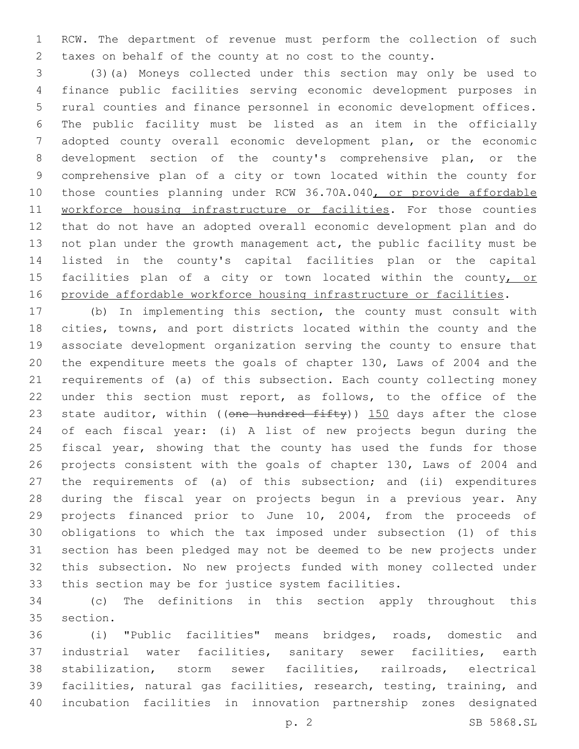RCW. The department of revenue must perform the collection of such taxes on behalf of the county at no cost to the county.

(3)(a) Moneys collected under this section may only be used to finance public facilities serving economic development purposes in rural counties and finance personnel in economic development offices. The public facility must be listed as an item in the officially adopted county overall economic development plan, or the economic development section of the county's comprehensive plan, or the comprehensive plan of a city or town located within the county for those counties planning under RCW 36.70A.040, or provide affordable workforce housing infrastructure or facilities. For those counties that do not have an adopted overall economic development plan and do not plan under the growth management act, the public facility must be listed in the county's capital facilities plan or the capital facilities plan of a city or town located within the county, or provide affordable workforce housing infrastructure or facilities.

(b) In implementing this section, the county must consult with cities, towns, and port districts located within the county and the associate development organization serving the county to ensure that the expenditure meets the goals of chapter 130, Laws of 2004 and the requirements of (a) of this subsection. Each county collecting money under this section must report, as follows, to the office of the state auditor, within ((~~one hundred fifty~~)) 150 days after the close of each fiscal year: (i) A list of new projects begun during the fiscal year, showing that the county has used the funds for those projects consistent with the goals of chapter 130, Laws of 2004 and the requirements of (a) of this subsection; and (ii) expenditures during the fiscal year on projects begun in a previous year. Any projects financed prior to June 10, 2004, from the proceeds of obligations to which the tax imposed under subsection (1) of this section has been pledged may not be deemed to be new projects under this subsection. No new projects funded with money collected under this section may be for justice system facilities.

(c) The definitions in this section apply throughout this section.

(i) "Public facilities" means bridges, roads, domestic and industrial water facilities, sanitary sewer facilities, earth stabilization, storm sewer facilities, railroads, electrical facilities, natural gas facilities, research, testing, training, and incubation facilities in innovation partnership zones designated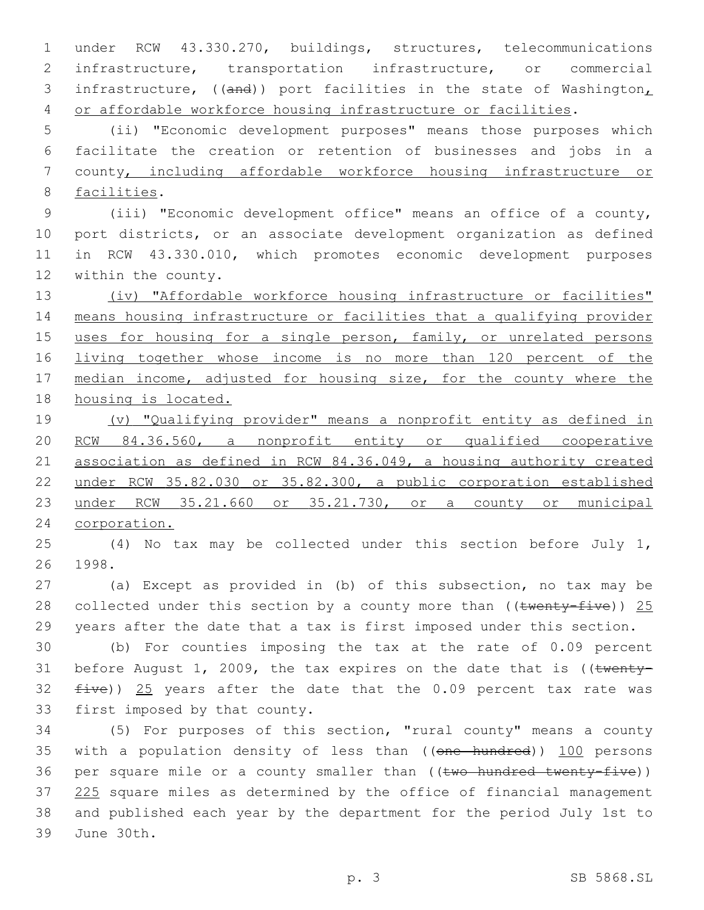under RCW 43.330.270, buildings, structures, telecommunications infrastructure, transportation infrastructure, or commercial infrastructure, ((and)) port facilities in the state of Washington, or affordable workforce housing infrastructure or facilities.

(ii) "Economic development purposes" means those purposes which facilitate the creation or retention of businesses and jobs in a county, including affordable workforce housing infrastructure or facilities.

(iii) "Economic development office" means an office of a county, port districts, or an associate development organization as defined in RCW 43.330.010, which promotes economic development purposes within the county.

(iv) "Affordable workforce housing infrastructure or facilities" means housing infrastructure or facilities that a qualifying provider uses for housing for a single person, family, or unrelated persons living together whose income is no more than 120 percent of the median income, adjusted for housing size, for the county where the housing is located.

(v) "Qualifying provider" means a nonprofit entity as defined in RCW 84.36.560, a nonprofit entity or qualified cooperative association as defined in RCW 84.36.049, a housing authority created under RCW 35.82.030 or 35.82.300, a public corporation established under RCW 35.21.660 or 35.21.730, or a county or municipal corporation.

(4) No tax may be collected under this section before July 1, 1998.

(a) Except as provided in (b) of this subsection, no tax may be collected under this section by a county more than ((twenty-five)) 25 years after the date that a tax is first imposed under this section.

(b) For counties imposing the tax at the rate of 0.09 percent before August 1, 2009, the tax expires on the date that is ((twenty-five)) 25 years after the date that the 0.09 percent tax rate was first imposed by that county.

(5) For purposes of this section, "rural county" means a county with a population density of less than ((one hundred)) 100 persons per square mile or a county smaller than ((two hundred twenty-five)) 225 square miles as determined by the office of financial management and published each year by the department for the period July 1st to June 30th.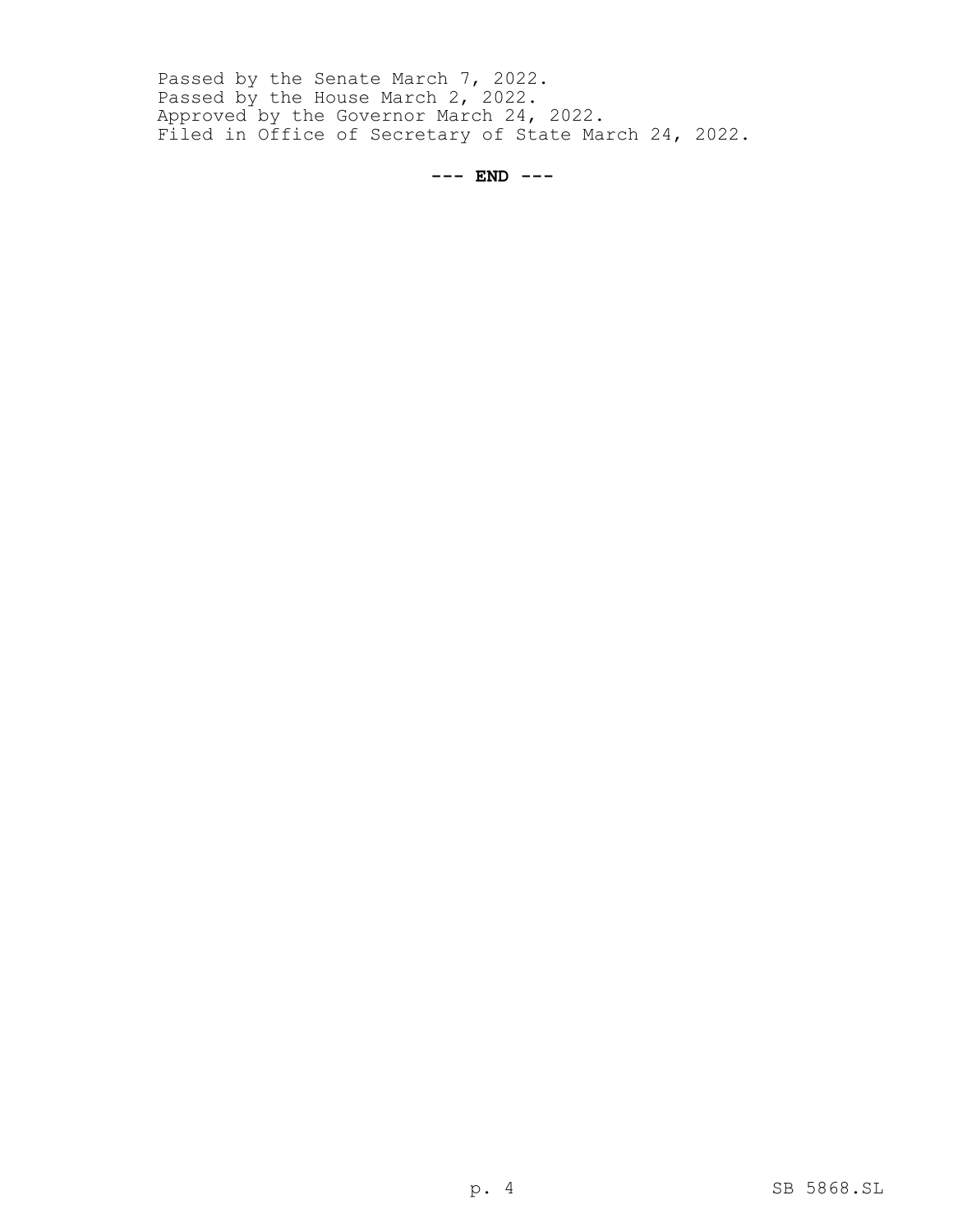Passed by the Senate March 7, 2022.
Passed by the House March 2, 2022.
Approved by the Governor March 24, 2022.
Filed in Office of Secretary of State March 24, 2022.

**--- END ---**